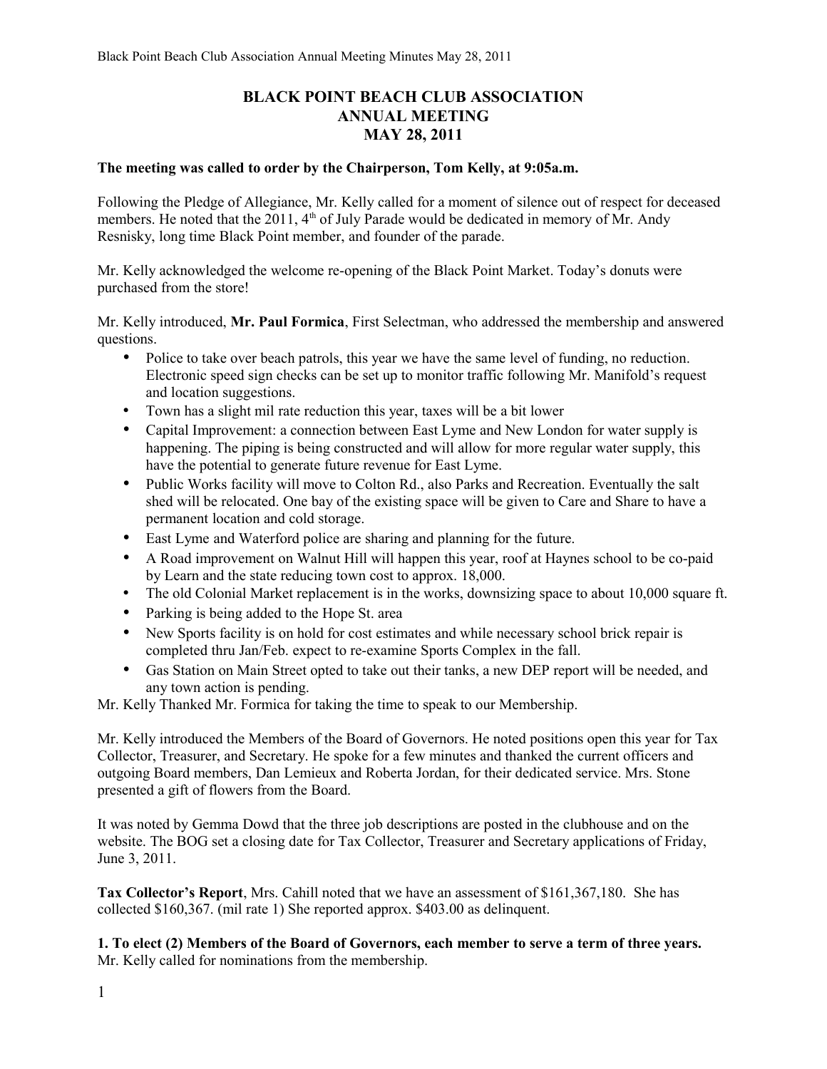# BLACK POINT BEACH CLUB ASSOCIATION
## ANNUAL MEETING
## MAY 28, 2011

**The meeting was called to order by the Chairperson, Tom Kelly, at 9:05a.m.**

Following the Pledge of Allegiance, Mr. Kelly called for a moment of silence out of respect for deceased members. He noted that the 2011, 4th of July Parade would be dedicated in memory of Mr. Andy Resnisky, long time Black Point member, and founder of the parade.

Mr. Kelly acknowledged the welcome re-opening of the Black Point Market. Today's donuts were purchased from the store!

Mr. Kelly introduced, **Mr. Paul Formica**, First Selectman, who addressed the membership and answered questions.

- Police to take over beach patrols, this year we have the same level of funding, no reduction. Electronic speed sign checks can be set up to monitor traffic following Mr. Manifold's request and location suggestions.
- Town has a slight mil rate reduction this year, taxes will be a bit lower
- Capital Improvement: a connection between East Lyme and New London for water supply is happening. The piping is being constructed and will allow for more regular water supply, this have the potential to generate future revenue for East Lyme.
- Public Works facility will move to Colton Rd., also Parks and Recreation. Eventually the salt shed will be relocated. One bay of the existing space will be given to Care and Share to have a permanent location and cold storage.
- East Lyme and Waterford police are sharing and planning for the future.
- A Road improvement on Walnut Hill will happen this year, roof at Haynes school to be co-paid by Learn and the state reducing town cost to approx. 18,000.
- The old Colonial Market replacement is in the works, downsizing space to about 10,000 square ft.
- Parking is being added to the Hope St. area
- New Sports facility is on hold for cost estimates and while necessary school brick repair is completed thru Jan/Feb. expect to re-examine Sports Complex in the fall.
- Gas Station on Main Street opted to take out their tanks, a new DEP report will be needed, and any town action is pending.

Mr. Kelly Thanked Mr. Formica for taking the time to speak to our Membership.

Mr. Kelly introduced the Members of the Board of Governors. He noted positions open this year for Tax Collector, Treasurer, and Secretary. He spoke for a few minutes and thanked the current officers and outgoing Board members, Dan Lemieux and Roberta Jordan, for their dedicated service. Mrs. Stone presented a gift of flowers from the Board.

It was noted by Gemma Dowd that the three job descriptions are posted in the clubhouse and on the website. The BOG set a closing date for Tax Collector, Treasurer and Secretary applications of Friday, June 3, 2011.

**Tax Collector's Report**, Mrs. Cahill noted that we have an assessment of $161,367,180. She has collected $160,367. (mil rate 1) She reported approx. $403.00 as delinquent.

**1. To elect (2) Members of the Board of Governors, each member to serve a term of three years.**
Mr. Kelly called for nominations from the membership.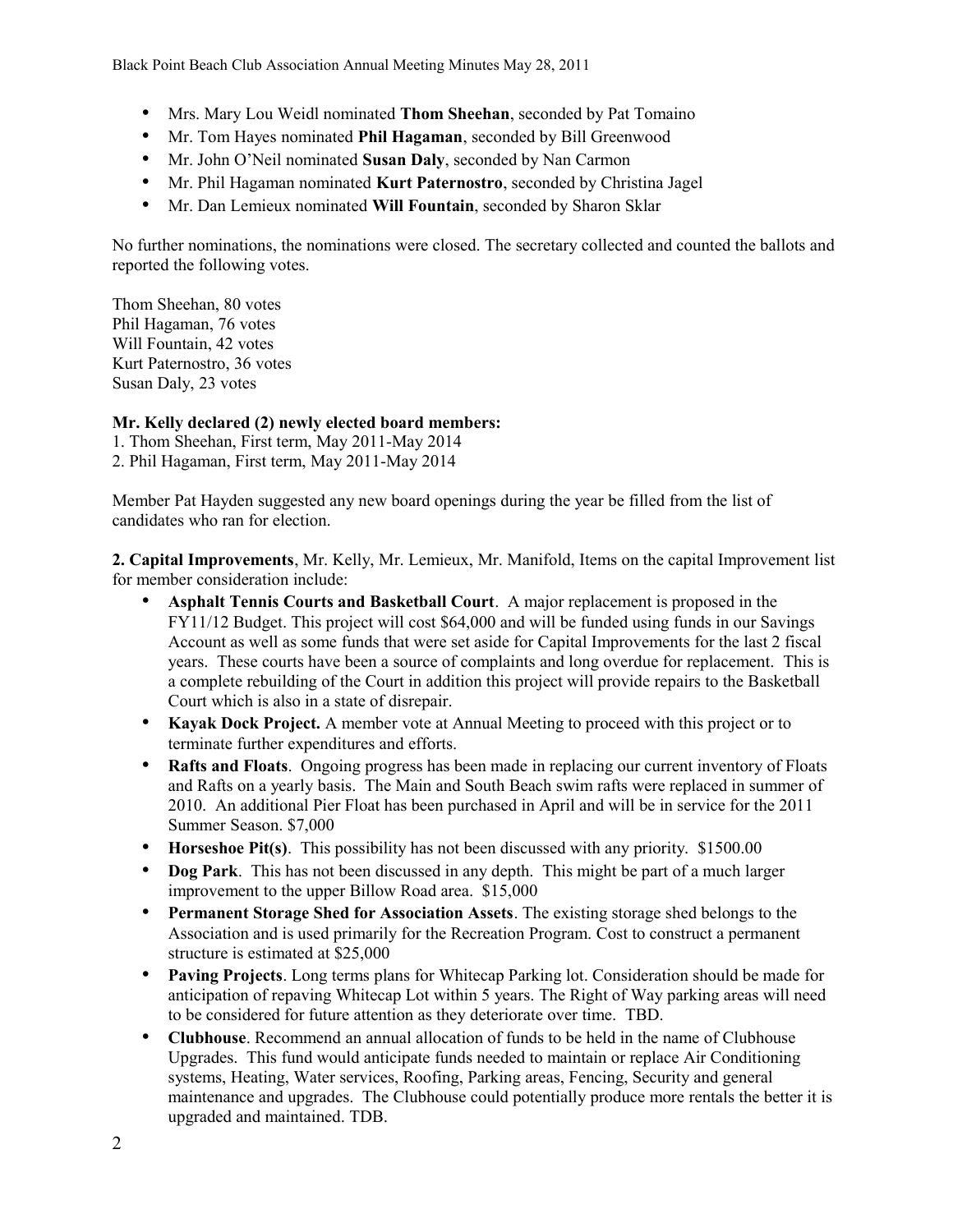- Mrs. Mary Lou Weidl nominated **Thom Sheehan**, seconded by Pat Tomaino
- Mr. Tom Hayes nominated **Phil Hagaman**, seconded by Bill Greenwood
- Mr. John O'Neil nominated **Susan Daly**, seconded by Nan Carmon
- Mr. Phil Hagaman nominated **Kurt Paternostro**, seconded by Christina Jagel
- Mr. Dan Lemieux nominated **Will Fountain**, seconded by Sharon Sklar

No further nominations, the nominations were closed. The secretary collected and counted the ballots and reported the following votes.

Thom Sheehan, 80 votes
Phil Hagaman, 76 votes
Will Fountain, 42 votes
Kurt Paternostro, 36 votes
Susan Daly, 23 votes

**Mr. Kelly declared (2) newly elected board members:**
1. Thom Sheehan, First term, May 2011-May 2014
2. Phil Hagaman, First term, May 2011-May 2014

Member Pat Hayden suggested any new board openings during the year be filled from the list of candidates who ran for election.

**2. Capital Improvements**, Mr. Kelly, Mr. Lemieux, Mr. Manifold, Items on the capital Improvement list for member consideration include:

- **Asphalt Tennis Courts and Basketball Court**. A major replacement is proposed in the FY11/12 Budget. This project will cost $64,000 and will be funded using funds in our Savings Account as well as some funds that were set aside for Capital Improvements for the last 2 fiscal years. These courts have been a source of complaints and long overdue for replacement. This is a complete rebuilding of the Court in addition this project will provide repairs to the Basketball Court which is also in a state of disrepair.
- **Kayak Dock Project.** A member vote at Annual Meeting to proceed with this project or to terminate further expenditures and efforts.
- **Rafts and Floats**. Ongoing progress has been made in replacing our current inventory of Floats and Rafts on a yearly basis. The Main and South Beach swim rafts were replaced in summer of 2010. An additional Pier Float has been purchased in April and will be in service for the 2011 Summer Season. $7,000
- **Horseshoe Pit(s)**. This possibility has not been discussed with any priority. $1500.00
- **Dog Park**. This has not been discussed in any depth. This might be part of a much larger improvement to the upper Billow Road area. $15,000
- **Permanent Storage Shed for Association Assets**. The existing storage shed belongs to the Association and is used primarily for the Recreation Program. Cost to construct a permanent structure is estimated at $25,000
- **Paving Projects**. Long terms plans for Whitecap Parking lot. Consideration should be made for anticipation of repaving Whitecap Lot within 5 years. The Right of Way parking areas will need to be considered for future attention as they deteriorate over time. TBD.
- **Clubhouse**. Recommend an annual allocation of funds to be held in the name of Clubhouse Upgrades. This fund would anticipate funds needed to maintain or replace Air Conditioning systems, Heating, Water services, Roofing, Parking areas, Fencing, Security and general maintenance and upgrades. The Clubhouse could potentially produce more rentals the better it is upgraded and maintained. TDB.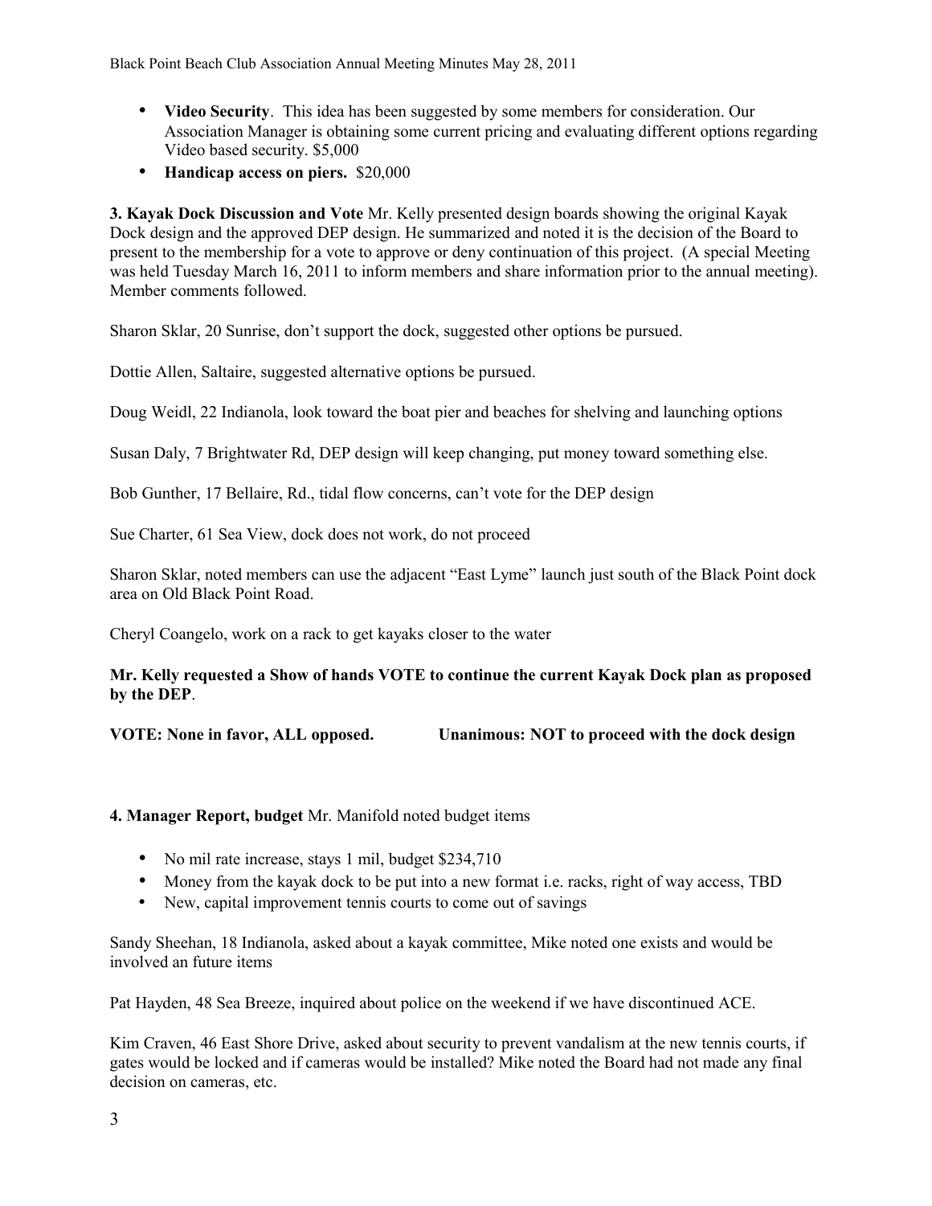- **Video Security**. This idea has been suggested by some members for consideration. Our Association Manager is obtaining some current pricing and evaluating different options regarding Video based security. $5,000
- **Handicap access on piers.** $20,000

**3. Kayak Dock Discussion and Vote** Mr. Kelly presented design boards showing the original Kayak Dock design and the approved DEP design. He summarized and noted it is the decision of the Board to present to the membership for a vote to approve or deny continuation of this project. (A special Meeting was held Tuesday March 16, 2011 to inform members and share information prior to the annual meeting). Member comments followed.

Sharon Sklar, 20 Sunrise, don't support the dock, suggested other options be pursued.

Dottie Allen, Saltaire, suggested alternative options be pursued.

Doug Weidl, 22 Indianola, look toward the boat pier and beaches for shelving and launching options

Susan Daly, 7 Brightwater Rd, DEP design will keep changing, put money toward something else.

Bob Gunther, 17 Bellaire, Rd., tidal flow concerns, can't vote for the DEP design

Sue Charter, 61 Sea View, dock does not work, do not proceed

Sharon Sklar, noted members can use the adjacent "East Lyme" launch just south of the Black Point dock area on Old Black Point Road.

Cheryl Coangelo, work on a rack to get kayaks closer to the water

**Mr. Kelly requested a Show of hands VOTE to continue the current Kayak Dock plan as proposed by the DEP**.

**VOTE: None in favor, ALL opposed. Unanimous: NOT to proceed with the dock design**

**4. Manager Report, budget** Mr. Manifold noted budget items

- No mil rate increase, stays 1 mil, budget $234,710
- Money from the kayak dock to be put into a new format i.e. racks, right of way access, TBD
- New, capital improvement tennis courts to come out of savings

Sandy Sheehan, 18 Indianola, asked about a kayak committee, Mike noted one exists and would be involved an future items

Pat Hayden, 48 Sea Breeze, inquired about police on the weekend if we have discontinued ACE.

Kim Craven, 46 East Shore Drive, asked about security to prevent vandalism at the new tennis courts, if gates would be locked and if cameras would be installed? Mike noted the Board had not made any final decision on cameras, etc.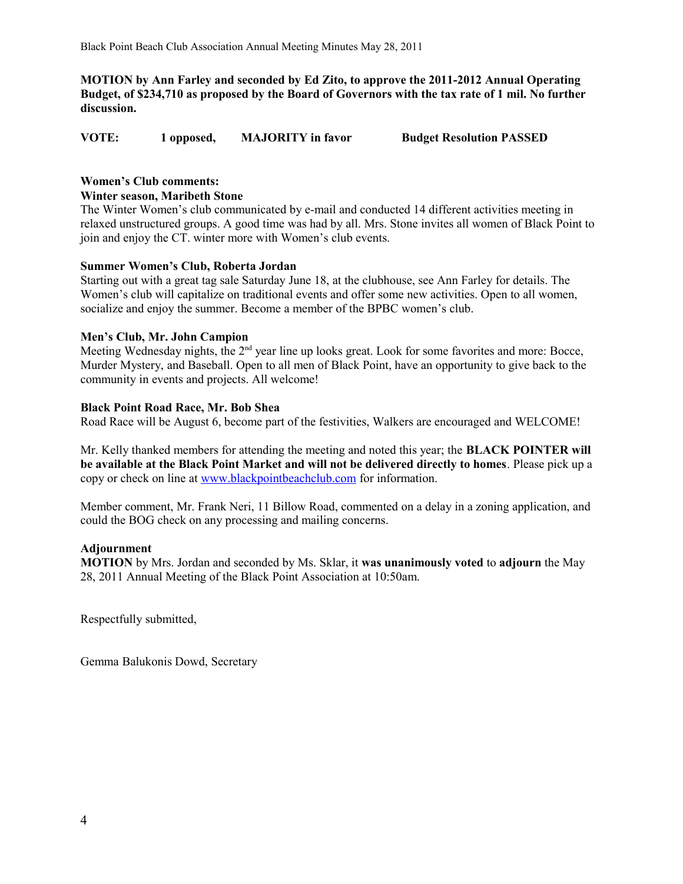**MOTION by Ann Farley and seconded by Ed Zito, to approve the 2011-2012 Annual Operating Budget, of $234,710 as proposed by the Board of Governors with the tax rate of 1 mil. No further discussion.**

**VOTE: 1 opposed, MAJORITY in favor Budget Resolution PASSED**

**Women's Club comments:**

**Winter season, Maribeth Stone**

The Winter Women's club communicated by e-mail and conducted 14 different activities meeting in relaxed unstructured groups. A good time was had by all. Mrs. Stone invites all women of Black Point to join and enjoy the CT. winter more with Women's club events.

**Summer Women's Club, Roberta Jordan**

Starting out with a great tag sale Saturday June 18, at the clubhouse, see Ann Farley for details. The Women's club will capitalize on traditional events and offer some new activities. Open to all women, socialize and enjoy the summer. Become a member of the BPBC women's club.

**Men's Club, Mr. John Campion**

Meeting Wednesday nights, the 2nd year line up looks great. Look for some favorites and more: Bocce, Murder Mystery, and Baseball. Open to all men of Black Point, have an opportunity to give back to the community in events and projects. All welcome!

**Black Point Road Race, Mr. Bob Shea**

Road Race will be August 6, become part of the festivities, Walkers are encouraged and WELCOME!

Mr. Kelly thanked members for attending the meeting and noted this year; the **BLACK POINTER will be available at the Black Point Market and will not be delivered directly to homes**. Please pick up a copy or check on line at www.blackpointbeachclub.com for information.

Member comment, Mr. Frank Neri, 11 Billow Road, commented on a delay in a zoning application, and could the BOG check on any processing and mailing concerns.

**Adjournment**

**MOTION** by Mrs. Jordan and seconded by Ms. Sklar, it **was unanimously voted** to **adjourn** the May 28, 2011 Annual Meeting of the Black Point Association at 10:50am.

Respectfully submitted,

Gemma Balukonis Dowd, Secretary